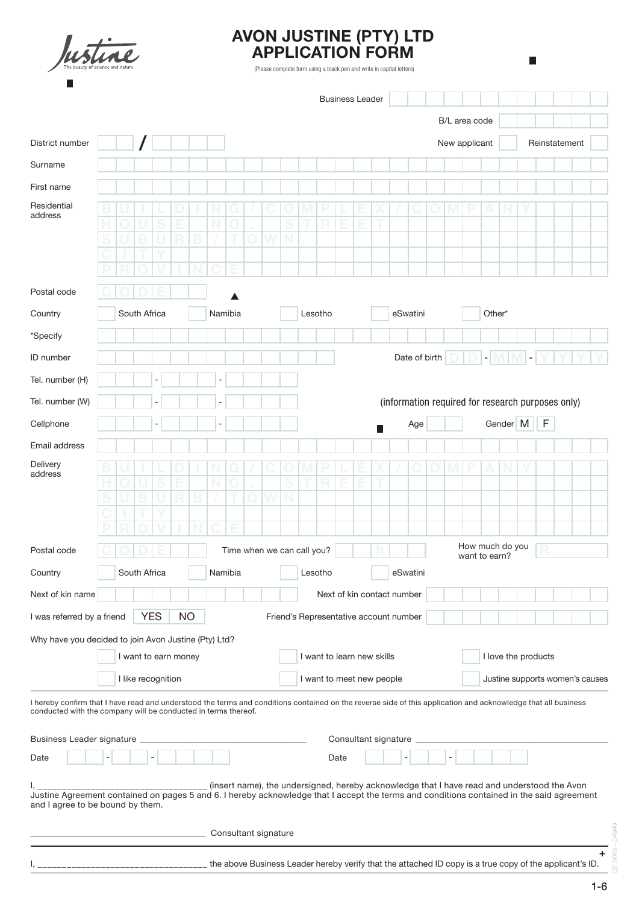Justine

The beauty of science and nature

# AVON JUSTINE (PTY) LTD APPLICATION FORM

(Please complete form using a black pen and write in capital letters)

Business Leader

B/L area code

District number /

New applicant Reinstatement

Surname

First name

Residential address
BUILDING/COMPLEX/COMPANY
HOUSE NO. STREET
SUBURB/TOWN
CITY
PROVINCE

Postal code CODE

Country: South Africa | Namibia | Lesotho | eSwatini | Other*

*Specify

ID number

Date of birth DD - MM - YYYY

Tel. number (H) - -

Tel. number (W) - -

(information required for research purposes only)

Cellphone - -

Age

Gender M F

Email address

Delivery address
BUILDING/COMPLEX/COMPANY
HOUSE NO. STREET
SUBURB/TOWN
CITY
PROVINCE

Postal code CODE

Time when we can call you? h

How much do you want to earn? R

Country: South Africa | Namibia | Lesotho | eSwatini

Next of kin name

Next of kin contact number

I was referred by a friend YES NO

Friend's Representative account number

Why have you decided to join Avon Justine (Pty) Ltd?

- I want to earn money
- I want to learn new skills
- I love the products
- I like recognition
- I want to meet new people
- Justine supports women's causes

I hereby confirm that I have read and understood the terms and conditions contained on the reverse side of this application and acknowledge that all business conducted with the company will be conducted in terms thereof.

Business Leader signature \_\_\_\_\_\_\_\_\_\_\_\_\_\_\_\_\_\_\_\_\_\_\_\_\_\_\_\_\_\_\_\_\_\_ Consultant signature \_\_\_\_\_\_\_\_\_\_\_\_\_\_\_\_\_\_\_\_\_\_\_\_\_\_\_\_\_\_\_\_\_\_

Date - - Date - -

I, \_\_\_\_\_\_\_\_\_\_\_\_\_\_\_\_\_\_\_\_\_\_\_\_\_\_\_\_\_\_\_\_\_\_ (insert name), the undersigned, hereby acknowledge that I have read and understood the Avon Justine Agreement contained on pages 5 and 6. I hereby acknowledge that I accept the terms and conditions contained in the said agreement and I agree to be bound by them.

\_\_\_\_\_\_\_\_\_\_\_\_\_\_\_\_\_\_\_\_\_\_\_\_\_\_\_\_\_\_\_\_\_\_ Consultant signature

I, \_\_\_\_\_\_\_\_\_\_\_\_\_\_\_\_\_\_\_\_\_\_\_\_\_\_\_\_\_\_\_\_\_\_ the above Business Leader hereby verify that the attached ID copy is a true copy of the applicant's ID.

Q2 2019 - 04949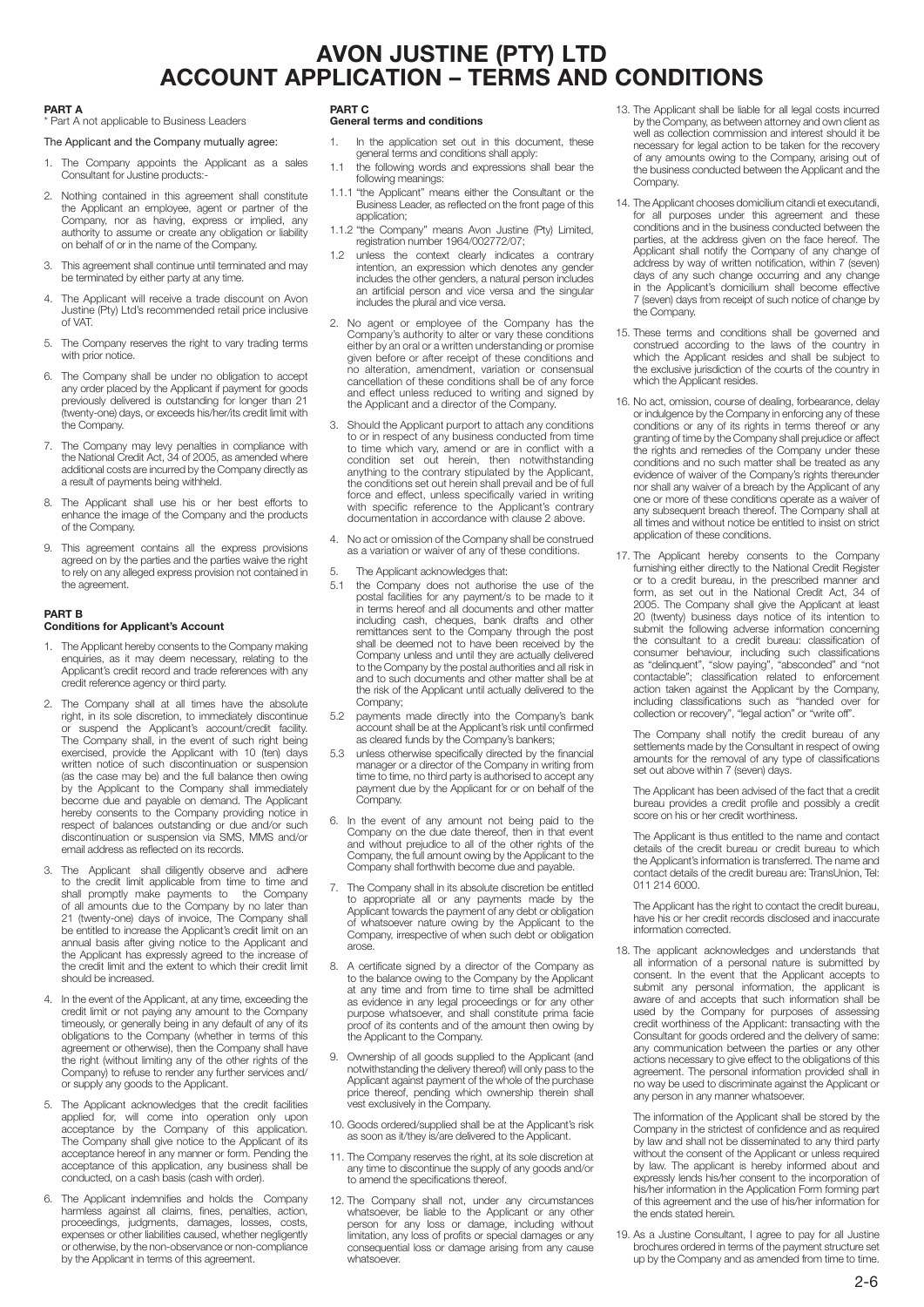# AVON JUSTINE (PTY) LTD ACCOUNT APPLICATION – TERMS AND CONDITIONS

## PART A

\* Part A not applicable to Business Leaders

The Applicant and the Company mutually agree:

1. The Company appoints the Applicant as a sales Consultant for Justine products:-
2. Nothing contained in this agreement shall constitute the Applicant an employee, agent or partner of the Company, nor as having, express or implied, any authority to assume or create any obligation or liability on behalf of or in the name of the Company.
3. This agreement shall continue until terminated and may be terminated by either party at any time.
4. The Applicant will receive a trade discount on Avon Justine (Pty) Ltd's recommended retail price inclusive of VAT.
5. The Company reserves the right to vary trading terms with prior notice.
6. The Company shall be under no obligation to accept any order placed by the Applicant if payment for goods previously delivered is outstanding for longer than 21 (twenty-one) days, or exceeds his/her/its credit limit with the Company.
7. The Company may levy penalties in compliance with the National Credit Act, 34 of 2005, as amended where additional costs are incurred by the Company directly as a result of payments being withheld.
8. The Applicant shall use his or her best efforts to enhance the image of the Company and the products of the Company.
9. This agreement contains all the express provisions agreed on by the parties and the parties waive the right to rely on any alleged express provision not contained in the agreement.

## PART B

### Conditions for Applicant's Account

1. The Applicant hereby consents to the Company making enquiries, as it may deem necessary, relating to the Applicant's credit record and trade references with any credit reference agency or third party.
2. The Company shall at all times have the absolute right, in its sole discretion, to immediately discontinue or suspend the Applicant's account/credit facility. The Company shall, in the event of such right being exercised, provide the Applicant with 10 (ten) days written notice of such discontinuation or suspension (as the case may be) and the full balance then owing by the Applicant to the Company shall immediately become due and payable on demand. The Applicant hereby consents to the Company providing notice in respect of balances outstanding or due and/or such discontinuation or suspension via SMS, MMS and/or email address as reflected on its records.
3. The Applicant shall diligently observe and adhere to the credit limit applicable from time to time and shall promptly make payments to the Company of all amounts due to the Company by no later than 21 (twenty-one) days of invoice, The Company shall be entitled to increase the Applicant's credit limit on an annual basis after giving notice to the Applicant and the Applicant has expressly agreed to the increase of the credit limit and the extent to which their credit limit should be increased.
4. In the event of the Applicant, at any time, exceeding the credit limit or not paying any amount to the Company timeously, or generally being in any default of any of its obligations to the Company (whether in terms of this agreement or otherwise), then the Company shall have the right (without limiting any of the other rights of the Company) to refuse to render any further services and/or supply any goods to the Applicant.
5. The Applicant acknowledges that the credit facilities applied for, will come into operation only upon acceptance by the Company of this application. The Company shall give notice to the Applicant of its acceptance hereof in any manner or form. Pending the acceptance of this application, any business shall be conducted, on a cash basis (cash with order).
6. The Applicant indemnifies and holds the Company harmless against all claims, fines, penalties, action, proceedings, judgments, damages, losses, costs, expenses or other liabilities caused, whether negligently or otherwise, by the non-observance or non-compliance by the Applicant in terms of this agreement.

## PART C

### General terms and conditions

1. In the application set out in this document, these general terms and conditions shall apply:

   1.1 the following words and expressions shall bear the following meanings:

   1.1.1 "the Applicant" means either the Consultant or the Business Leader, as reflected on the front page of this application;

   1.1.2 "the Company" means Avon Justine (Pty) Limited, registration number 1964/002772/07;

   1.2 unless the context clearly indicates a contrary intention, an expression which denotes any gender includes the other genders, a natural person includes an artificial person and vice versa and the singular includes the plural and vice versa.
2. No agent or employee of the Company has the Company's authority to alter or vary these conditions either by an oral or a written understanding or promise given before or after receipt of these conditions and no alteration, amendment, variation or consensual cancellation of these conditions shall be of any force and effect unless reduced to writing and signed by the Applicant and a director of the Company.
3. Should the Applicant purport to attach any conditions to or in respect of any business conducted from time to time which vary, amend or are in conflict with a condition set out herein, then notwithstanding anything to the contrary stipulated by the Applicant, the conditions set out herein shall prevail and be of full force and effect, unless specifically varied in writing with specific reference to the Applicant's contrary documentation in accordance with clause 2 above.
4. No act or omission of the Company shall be construed as a variation or waiver of any of these conditions.
5. The Applicant acknowledges that:

   5.1 the Company does not authorise the use of the postal facilities for any payment/s to be made to it in terms hereof and all documents and other matter including cash, cheques, bank drafts and other remittances sent to the Company through the post shall be deemed not to have been received by the Company unless and until they are actually delivered to the Company by the postal authorities and all risk in and to such documents and other matter shall be at the risk of the Applicant until actually delivered to the Company;

   5.2 payments made directly into the Company's bank account shall be at the Applicant's risk until confirmed as cleared funds by the Company's bankers;

   5.3 unless otherwise specifically directed by the financial manager or a director of the Company in writing from time to time, no third party is authorised to accept any payment due by the Applicant for or on behalf of the Company.
6. In the event of any amount not being paid to the Company on the due date thereof, then in that event and without prejudice to all of the other rights of the Company, the full amount owing by the Applicant to the Company shall forthwith become due and payable.
7. The Company shall in its absolute discretion be entitled to appropriate all or any payments made by the Applicant towards the payment of any debt or obligation of whatsoever nature owing by the Applicant to the Company, irrespective of when such debt or obligation arose.
8. A certificate signed by a director of the Company as to the balance owing to the Company by the Applicant at any time and from time to time shall be admitted as evidence in any legal proceedings or for any other purpose whatsoever, and shall constitute prima facie proof of its contents and of the amount then owing by the Applicant to the Company.
9. Ownership of all goods supplied to the Applicant (and notwithstanding the delivery thereof) will only pass to the Applicant against payment of the whole of the purchase price thereof, pending which ownership therein shall vest exclusively in the Company.
10. Goods ordered/supplied shall be at the Applicant's risk as soon as it/they is/are delivered to the Applicant.
11. The Company reserves the right, at its sole discretion at any time to discontinue the supply of any goods and/or to amend the specifications thereof.
12. The Company shall not, under any circumstances whatsoever, be liable to the Applicant or any other person for any loss or damage, including without limitation, any loss of profits or special damages or any consequential loss or damage arising from any cause whatsoever.
13. The Applicant shall be liable for all legal costs incurred by the Company, as between attorney and own client as well as collection commission and interest should it be necessary for legal action to be taken for the recovery of any amounts owing to the Company, arising out of the business conducted between the Applicant and the Company.
14. The Applicant chooses domicilium citandi et executandi, for all purposes under this agreement and these conditions and in the business conducted between the parties, at the address given on the face hereof. The Applicant shall notify the Company of any change of address by way of written notification, within 7 (seven) days of any such change occurring and any change in the Applicant's domicilium shall become effective 7 (seven) days from receipt of such notice of change by the Company.
15. These terms and conditions shall be governed and construed according to the laws of the country in which the Applicant resides and shall be subject to the exclusive jurisdiction of the courts of the country in which the Applicant resides.
16. No act, omission, course of dealing, forbearance, delay or indulgence by the Company in enforcing any of these conditions or any of its rights in terms thereof or any granting of time by the Company shall prejudice or affect the rights and remedies of the Company under these conditions and no such matter shall be treated as any evidence of waiver of the Company's rights thereunder nor shall any waiver of a breach by the Applicant of any one or more of these conditions operate as a waiver of any subsequent breach thereof. The Company shall at all times and without notice be entitled to insist on strict application of these conditions.
17. The Applicant hereby consents to the Company furnishing either directly to the National Credit Register or to a credit bureau, in the prescribed manner and form, as set out in the National Credit Act, 34 of 2005. The Company shall give the Applicant at least 20 (twenty) business days notice of its intention to submit the following adverse information concerning the consultant to a credit bureau: classification of consumer behaviour, including such classifications as "delinquent", "slow paying", "absconded" and "not contactable"; classification related to enforcement action taken against the Applicant by the Company, including classifications such as "handed over for collection or recovery", "legal action" or "write off".

    The Company shall notify the credit bureau of any settlements made by the Consultant in respect of owing amounts for the removal of any type of classifications set out above within 7 (seven) days.

    The Applicant has been advised of the fact that a credit bureau provides a credit profile and possibly a credit score on his or her credit worthiness.

    The Applicant is thus entitled to the name and contact details of the credit bureau or credit bureau to which the Applicant's information is transferred. The name and contact details of the credit bureau are: TransUnion, Tel: 011 214 6000.

    The Applicant has the right to contact the credit bureau, have his or her credit records disclosed and inaccurate information corrected.
18. The applicant acknowledges and understands that all information of a personal nature is submitted by consent. In the event that the Applicant accepts to submit any personal information, the applicant is aware of and accepts that such information shall be used by the Company for purposes of assessing credit worthiness of the Applicant: transacting with the Consultant for goods ordered and the delivery of same: any communication between the parties or any other actions necessary to give effect to the obligations of this agreement. The personal information provided shall in no way be used to discriminate against the Applicant or any person in any manner whatsoever.

    The information of the Applicant shall be stored by the Company in the strictest of confidence and as required by law and shall not be disseminated to any third party without the consent of the Applicant or unless required by law. The applicant is hereby informed about and expressly lends his/her consent to the incorporation of his/her information in the Application Form forming part of this agreement and the use of his/her information for the ends stated herein.
19. As a Justine Consultant, I agree to pay for all Justine brochures ordered in terms of the payment structure set up by the Company and as amended from time to time.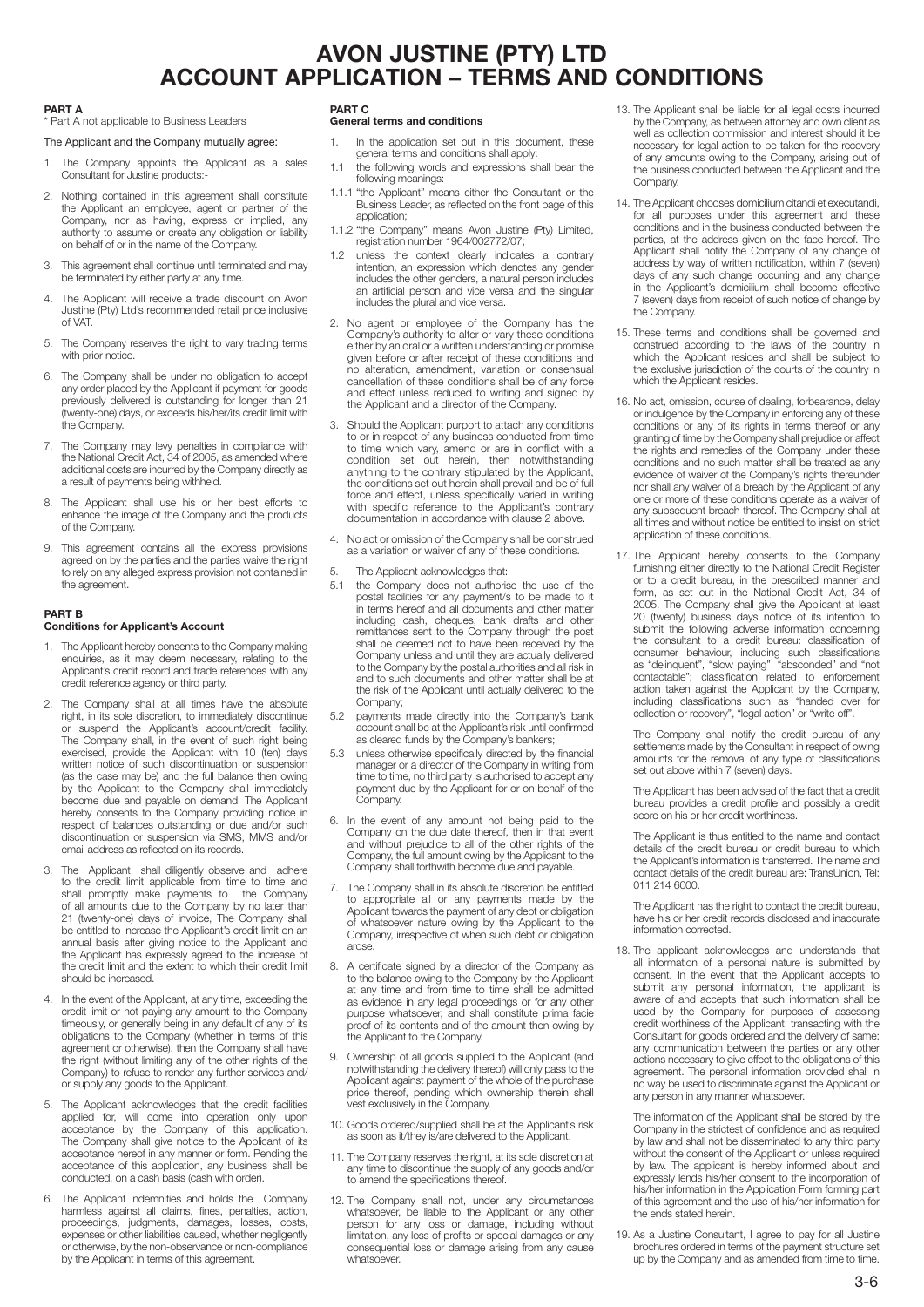# AVON JUSTINE (PTY) LTD ACCOUNT APPLICATION – TERMS AND CONDITIONS

## PART A

* Part A not applicable to Business Leaders

The Applicant and the Company mutually agree:

1. The Company appoints the Applicant as a sales Consultant for Justine products:-
2. Nothing contained in this agreement shall constitute the Applicant an employee, agent or partner of the Company, nor as having, express or implied, any authority to assume or create any obligation or liability on behalf of or in the name of the Company.
3. This agreement shall continue until terminated and may be terminated by either party at any time.
4. The Applicant will receive a trade discount on Avon Justine (Pty) Ltd's recommended retail price inclusive of VAT.
5. The Company reserves the right to vary trading terms with prior notice.
6. The Company shall be under no obligation to accept any order placed by the Applicant if payment for goods previously delivered is outstanding for longer than 21 (twenty-one) days, or exceeds his/her/its credit limit with the Company.
7. The Company may levy penalties in compliance with the National Credit Act, 34 of 2005, as amended where additional costs are incurred by the Company directly as a result of payments being withheld.
8. The Applicant shall use his or her best efforts to enhance the image of the Company and the products of the Company.
9. This agreement contains all the express provisions agreed on by the parties and the parties waive the right to rely on any alleged express provision not contained in the agreement.

## PART B

### Conditions for Applicant's Account

1. The Applicant hereby consents to the Company making enquiries, as it may deem necessary, relating to the Applicant's credit record and trade references with any credit reference agency or third party.
2. The Company shall at all times have the absolute right, in its sole discretion, to immediately discontinue or suspend the Applicant's account/credit facility. The Company shall, in the event of such right being exercised, provide the Applicant with 10 (ten) days written notice of such discontinuation or suspension (as the case may be) and the full balance then owing by the Applicant to the Company shall immediately become due and payable on demand. The Applicant hereby consents to the Company providing notice in respect of balances outstanding or due and/or such discontinuation or suspension via SMS, MMS and/or email address as reflected on its records.
3. The Applicant shall diligently observe and adhere to the credit limit applicable from time to time and shall promptly make payments to the Company of all amounts due to the Company by no later than 21 (twenty-one) days of invoice, The Company shall be entitled to increase the Applicant's credit limit on an annual basis after giving notice to the Applicant and the Applicant has expressly agreed to the increase of the credit limit and the extent to which their credit limit should be increased.
4. In the event of the Applicant, at any time, exceeding the credit limit or not paying any amount to the Company timeously, or generally being in any default of any of its obligations to the Company (whether in terms of this agreement or otherwise), then the Company shall have the right (without limiting any of the other rights of the Company) to refuse to render any further services and/or supply any goods to the Applicant.
5. The Applicant acknowledges that the credit facilities applied for, will come into operation only upon acceptance by the Company of this application. The Company shall give notice to the Applicant of its acceptance hereof in any manner or form. Pending the acceptance of this application, any business shall be conducted, on a cash basis (cash with order).
6. The Applicant indemnifies and holds the Company harmless against all claims, fines, penalties, action, proceedings, judgments, damages, losses, costs, expenses or other liabilities caused, whether negligently or otherwise, by the non-observance or non-compliance by the Applicant in terms of this agreement.

## PART C

### General terms and conditions

1. In the application set out in this document, these general terms and conditions shall apply:

1.1 the following words and expressions shall bear the following meanings:

1.1.1 "the Applicant" means either the Consultant or the Business Leader, as reflected on the front page of this application;

1.1.2 "the Company" means Avon Justine (Pty) Limited, registration number 1964/002772/07;

1.2 unless the context clearly indicates a contrary intention, an expression which denotes any gender includes the other genders, a natural person includes an artificial person and vice versa and the singular includes the plural and vice versa.

2. No agent or employee of the Company has the Company's authority to alter or vary these conditions either by an oral or a written understanding or promise given before or after receipt of these conditions and no alteration, amendment, variation or consensual cancellation of these conditions shall be of any force and effect unless reduced to writing and signed by the Applicant and a director of the Company.
3. Should the Applicant purport to attach any conditions to or in respect of any business conducted from time to time which vary, amend or are in conflict with a condition set out herein, then notwithstanding anything to the contrary stipulated by the Applicant, the conditions set out herein shall prevail and be of full force and effect, unless specifically varied in writing with specific reference to the Applicant's contrary documentation in accordance with clause 2 above.
4. No act or omission of the Company shall be construed as a variation or waiver of any of these conditions.
5. The Applicant acknowledges that:

5.1 the Company does not authorise the use of the postal facilities for any payment/s to be made to it in terms hereof and all documents and other matter including cash, cheques, bank drafts and other remittances sent to the Company through the post shall be deemed not to have been received by the Company unless and until they are actually delivered to the Company by the postal authorities and all risk in and to such documents and other matter shall be at the risk of the Applicant until actually delivered to the Company;

5.2 payments made directly into the Company's bank account shall be at the Applicant's risk until confirmed as cleared funds by the Company's bankers;

5.3 unless otherwise specifically directed by the financial manager or a director of the Company in writing from time to time, no third party is authorised to accept any payment due by the Applicant for or on behalf of the Company.

6. In the event of any amount not being paid to the Company on the due date thereof, then in that event and without prejudice to all of the other rights of the Company, the full amount owing by the Applicant to the Company shall forthwith become due and payable.
7. The Company shall in its absolute discretion be entitled to appropriate all or any payments made by the Applicant towards the payment of any debt or obligation of whatsoever nature owing by the Applicant to the Company, irrespective of when such debt or obligation arose.
8. A certificate signed by a director of the Company as to the balance owing to the Company by the Applicant at any time and from time to time shall be admitted as evidence in any legal proceedings or for any other purpose whatsoever, and shall constitute prima facie proof of its contents and of the amount then owing by the Applicant to the Company.
9. Ownership of all goods supplied to the Applicant (and notwithstanding the delivery thereof) will only pass to the Applicant against payment of the whole of the purchase price thereof, pending which ownership therein shall vest exclusively in the Company.
10. Goods ordered/supplied shall be at the Applicant's risk as soon as it/they is/are delivered to the Applicant.
11. The Company reserves the right, at its sole discretion at any time to discontinue the supply of any goods and/or to amend the specifications thereof.
12. The Company shall not, under any circumstances whatsoever, be liable to the Applicant or any other person for any loss or damage, including without limitation, any loss of profits or special damages or any consequential loss or damage arising from any cause whatsoever.
13. The Applicant shall be liable for all legal costs incurred by the Company, as between attorney and own client as well as collection commission and interest should it be necessary for legal action to be taken for the recovery of any amounts owing to the Company, arising out of the business conducted between the Applicant and the Company.
14. The Applicant chooses domicilium citandi et executandi, for all purposes under this agreement and these conditions and in the business conducted between the parties, at the address given on the face hereof. The Applicant shall notify the Company of any change of address by way of written notification, within 7 (seven) days of any such change occurring and any change in the Applicant's domicilium shall become effective 7 (seven) days from receipt of such notice of change by the Company.
15. These terms and conditions shall be governed and construed according to the laws of the country in which the Applicant resides and shall be subject to the exclusive jurisdiction of the courts of the country in which the Applicant resides.
16. No act, omission, course of dealing, forbearance, delay or indulgence by the Company in enforcing any of these conditions or any of its rights in terms thereof or any granting of time by the Company shall prejudice or affect the rights and remedies of the Company under these conditions and no such matter shall be treated as any evidence of waiver of the Company's rights thereunder nor shall any waiver of a breach by the Applicant of any one or more of these conditions operate as a waiver of any subsequent breach thereof. The Company shall at all times and without notice be entitled to insist on strict application of these conditions.
17. The Applicant hereby consents to the Company furnishing either directly to the National Credit Register or to a credit bureau, in the prescribed manner and form, as set out in the National Credit Act, 34 of 2005. The Company shall give the Applicant at least 20 (twenty) business days notice of its intention to submit the following adverse information concerning the consultant to a credit bureau: classification of consumer behaviour, including such classifications as "delinquent", "slow paying", "absconded" and "not contactable"; classification related to enforcement action taken against the Applicant by the Company, including classifications such as "handed over for collection or recovery", "legal action" or "write off".

    The Company shall notify the credit bureau of any settlements made by the Consultant in respect of owing amounts for the removal of any type of classifications set out above within 7 (seven) days.

    The Applicant has been advised of the fact that a credit bureau provides a credit profile and possibly a credit score on his or her credit worthiness.

    The Applicant is thus entitled to the name and contact details of the credit bureau or credit bureau to which the Applicant's information is transferred. The name and contact details of the credit bureau are: TransUnion, Tel: 011 214 6000.

    The Applicant has the right to contact the credit bureau, have his or her credit records disclosed and inaccurate information corrected.

18. The applicant acknowledges and understands that all information of a personal nature is submitted by consent. In the event that the Applicant accepts to submit any personal information, the applicant is aware of and accepts that such information shall be used by the Company for purposes of assessing credit worthiness of the Applicant: transacting with the Consultant for goods ordered and the delivery of same: any communication between the parties or any other actions necessary to give effect to the obligations of this agreement. The personal information provided shall in no way be used to discriminate against the Applicant or any person in any manner whatsoever.

    The information of the Applicant shall be stored by the Company in the strictest of confidence and as required by law and shall not be disseminated to any third party without the consent of the Applicant or unless required by law. The applicant is hereby informed about and expressly lends his/her consent to the incorporation of his/her information in the Application Form forming part of this agreement and the use of his/her information for the ends stated herein.

19. As a Justine Consultant, I agree to pay for all Justine brochures ordered in terms of the payment structure set up by the Company and as amended from time to time.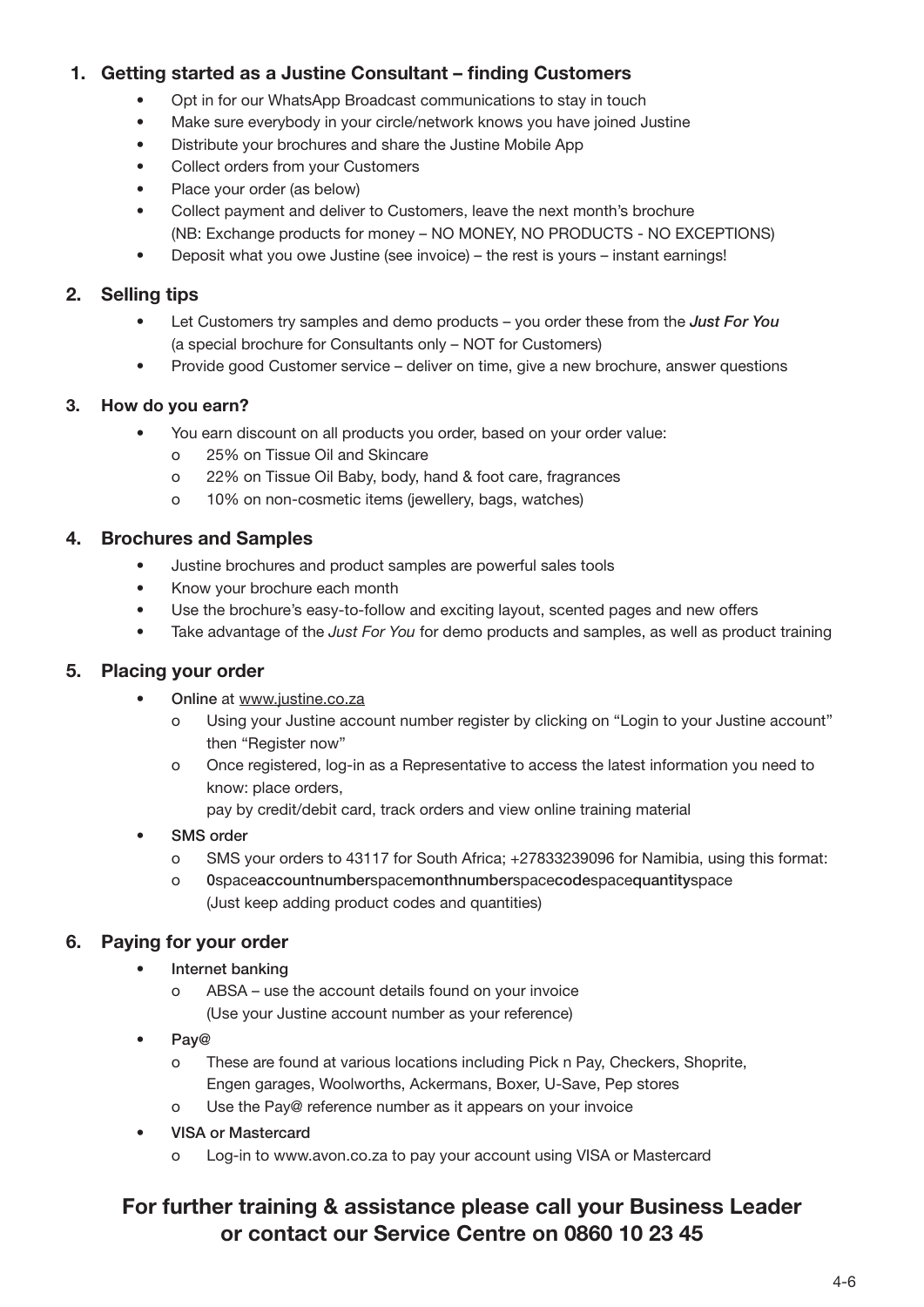## 1. Getting started as a Justine Consultant – finding Customers

- Opt in for our WhatsApp Broadcast communications to stay in touch
- Make sure everybody in your circle/network knows you have joined Justine
- Distribute your brochures and share the Justine Mobile App
- Collect orders from your Customers
- Place your order (as below)
- Collect payment and deliver to Customers, leave the next month's brochure (NB: Exchange products for money – NO MONEY, NO PRODUCTS - NO EXCEPTIONS)
- Deposit what you owe Justine (see invoice) – the rest is yours – instant earnings!

## 2. Selling tips

- Let Customers try samples and demo products – you order these from the ***Just For You*** (a special brochure for Consultants only – NOT for Customers)
- Provide good Customer service – deliver on time, give a new brochure, answer questions

## 3. How do you earn?

- You earn discount on all products you order, based on your order value:
  - 25% on Tissue Oil and Skincare
  - 22% on Tissue Oil Baby, body, hand & foot care, fragrances
  - 10% on non-cosmetic items (jewellery, bags, watches)

## 4. Brochures and Samples

- Justine brochures and product samples are powerful sales tools
- Know your brochure each month
- Use the brochure's easy-to-follow and exciting layout, scented pages and new offers
- Take advantage of the *Just For You* for demo products and samples, as well as product training

## 5. Placing your order

- **Online** at www.justine.co.za
  - Using your Justine account number register by clicking on "Login to your Justine account" then "Register now"
  - Once registered, log-in as a Representative to access the latest information you need to know: place orders,
    pay by credit/debit card, track orders and view online training material
- **SMS order**
  - SMS your orders to 43117 for South Africa; +27833239096 for Namibia, using this format:
  - **0**space**accountnumber**space**monthnumber**space**code**space**quantity**space
    (Just keep adding product codes and quantities)

## 6. Paying for your order

- **Internet banking**
  - ABSA – use the account details found on your invoice
    (Use your Justine account number as your reference)
- **Pay@**
  - These are found at various locations including Pick n Pay, Checkers, Shoprite, Engen garages, Woolworths, Ackermans, Boxer, U-Save, Pep stores
  - Use the Pay@ reference number as it appears on your invoice
- **VISA or Mastercard**
  - Log-in to www.avon.co.za to pay your account using VISA or Mastercard

**For further training & assistance please call your Business Leader or contact our Service Centre on 0860 10 23 45**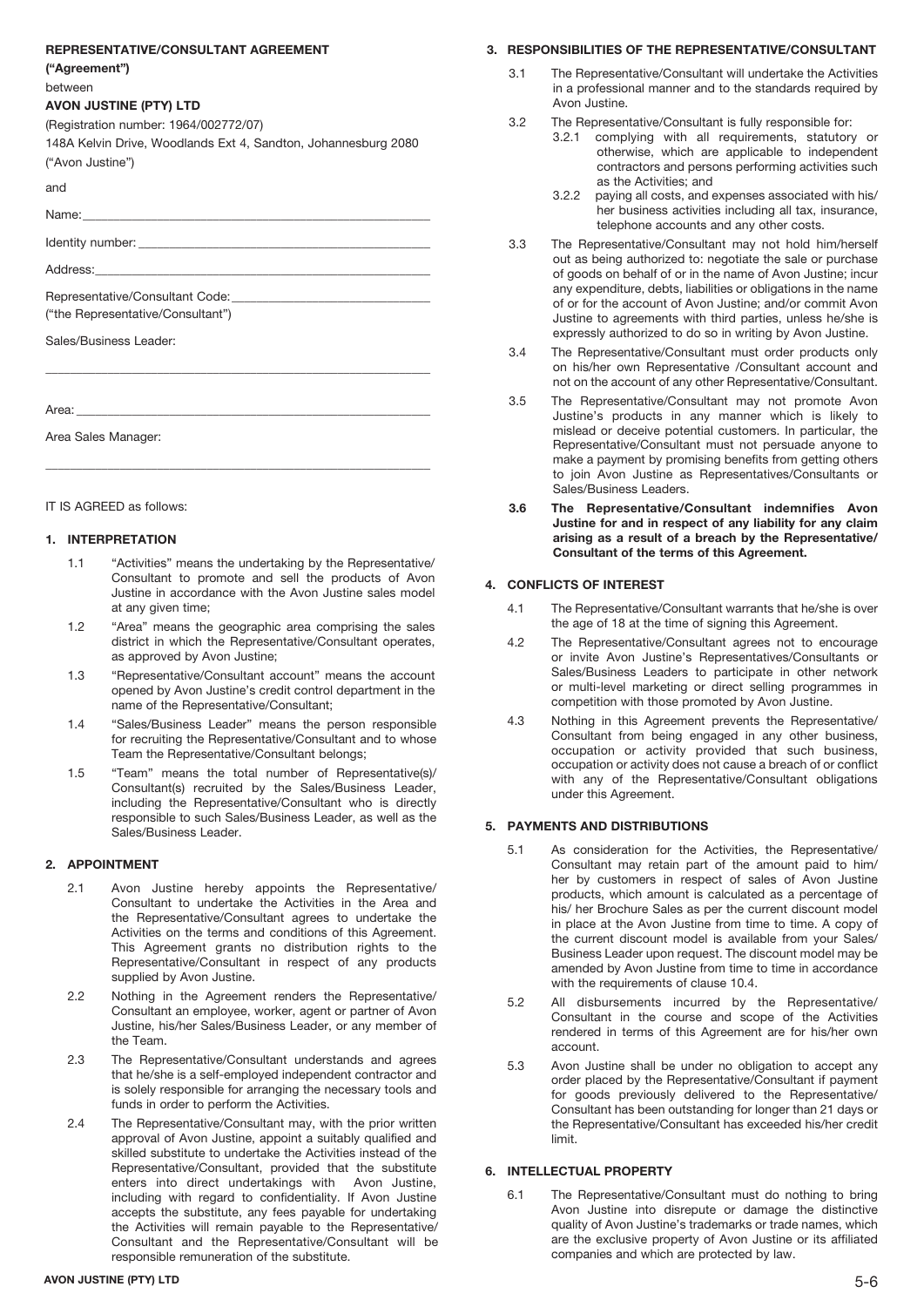**REPRESENTATIVE/CONSULTANT AGREEMENT**

**("Agreement")**

between

**AVON JUSTINE (PTY) LTD**

(Registration number: 1964/002772/07)

148A Kelvin Drive, Woodlands Ext 4, Sandton, Johannesburg 2080

("Avon Justine")

and

Name: ______________________________________________

Identity number: ______________________________________

Address: ____________________________________________

Representative/Consultant Code: _______________________

("the Representative/Consultant")

Sales/Business Leader:

______________________________________________________

Area: _______________________________________________

Area Sales Manager:

______________________________________________________

IT IS AGREED as follows:

## 1. INTERPRETATION

1.1 "Activities" means the undertaking by the Representative/Consultant to promote and sell the products of Avon Justine in accordance with the Avon Justine sales model at any given time;

1.2 "Area" means the geographic area comprising the sales district in which the Representative/Consultant operates, as approved by Avon Justine;

1.3 "Representative/Consultant account" means the account opened by Avon Justine's credit control department in the name of the Representative/Consultant;

1.4 "Sales/Business Leader" means the person responsible for recruiting the Representative/Consultant and to whose Team the Representative/Consultant belongs;

1.5 "Team" means the total number of Representative(s)/Consultant(s) recruited by the Sales/Business Leader, including the Representative/Consultant who is directly responsible to such Sales/Business Leader, as well as the Sales/Business Leader.

## 2. APPOINTMENT

2.1 Avon Justine hereby appoints the Representative/Consultant to undertake the Activities in the Area and the Representative/Consultant agrees to undertake the Activities on the terms and conditions of this Agreement. This Agreement grants no distribution rights to the Representative/Consultant in respect of any products supplied by Avon Justine.

2.2 Nothing in the Agreement renders the Representative/Consultant an employee, worker, agent or partner of Avon Justine, his/her Sales/Business Leader, or any member of the Team.

2.3 The Representative/Consultant understands and agrees that he/she is a self-employed independent contractor and is solely responsible for arranging the necessary tools and funds in order to perform the Activities.

2.4 The Representative/Consultant may, with the prior written approval of Avon Justine, appoint a suitably qualified and skilled substitute to undertake the Activities instead of the Representative/Consultant, provided that the substitute enters into direct undertakings with Avon Justine, including with regard to confidentiality. If Avon Justine accepts the substitute, any fees payable for undertaking the Activities will remain payable to the Representative/Consultant and the Representative/Consultant will be responsible remuneration of the substitute.

## 3. RESPONSIBILITIES OF THE REPRESENTATIVE/CONSULTANT

3.1 The Representative/Consultant will undertake the Activities in a professional manner and to the standards required by Avon Justine.

3.2 The Representative/Consultant is fully responsible for:

3.2.1 complying with all requirements, statutory or otherwise, which are applicable to independent contractors and persons performing activities such as the Activities; and

3.2.2 paying all costs, and expenses associated with his/her business activities including all tax, insurance, telephone accounts and any other costs.

3.3 The Representative/Consultant may not hold him/herself out as being authorized to: negotiate the sale or purchase of goods on behalf of or in the name of Avon Justine; incur any expenditure, debts, liabilities or obligations in the name of or for the account of Avon Justine; and/or commit Avon Justine to agreements with third parties, unless he/she is expressly authorized to do so in writing by Avon Justine.

3.4 The Representative/Consultant must order products only on his/her own Representative /Consultant account and not on the account of any other Representative/Consultant.

3.5 The Representative/Consultant may not promote Avon Justine's products in any manner which is likely to mislead or deceive potential customers. In particular, the Representative/Consultant must not persuade anyone to make a payment by promising benefits from getting others to join Avon Justine as Representatives/Consultants or Sales/Business Leaders.

**3.6 The Representative/Consultant indemnifies Avon Justine for and in respect of any liability for any claim arising as a result of a breach by the Representative/Consultant of the terms of this Agreement.**

## 4. CONFLICTS OF INTEREST

4.1 The Representative/Consultant warrants that he/she is over the age of 18 at the time of signing this Agreement.

4.2 The Representative/Consultant agrees not to encourage or invite Avon Justine's Representatives/Consultants or Sales/Business Leaders to participate in other network or multi-level marketing or direct selling programmes in competition with those promoted by Avon Justine.

4.3 Nothing in this Agreement prevents the Representative/Consultant from being engaged in any other business, occupation or activity provided that such business, occupation or activity does not cause a breach of or conflict with any of the Representative/Consultant obligations under this Agreement.

## 5. PAYMENTS AND DISTRIBUTIONS

5.1 As consideration for the Activities, the Representative/Consultant may retain part of the amount paid to him/her by customers in respect of sales of Avon Justine products, which amount is calculated as a percentage of his/ her Brochure Sales as per the current discount model in place at the Avon Justine from time to time. A copy of the current discount model is available from your Sales/Business Leader upon request. The discount model may be amended by Avon Justine from time to time in accordance with the requirements of clause 10.4.

5.2 All disbursements incurred by the Representative/Consultant in the course and scope of the Activities rendered in terms of this Agreement are for his/her own account.

5.3 Avon Justine shall be under no obligation to accept any order placed by the Representative/Consultant if payment for goods previously delivered to the Representative/Consultant has been outstanding for longer than 21 days or the Representative/Consultant has exceeded his/her credit limit.

## 6. INTELLECTUAL PROPERTY

6.1 The Representative/Consultant must do nothing to bring Avon Justine into disrepute or damage the distinctive quality of Avon Justine's trademarks or trade names, which are the exclusive property of Avon Justine or its affiliated companies and which are protected by law.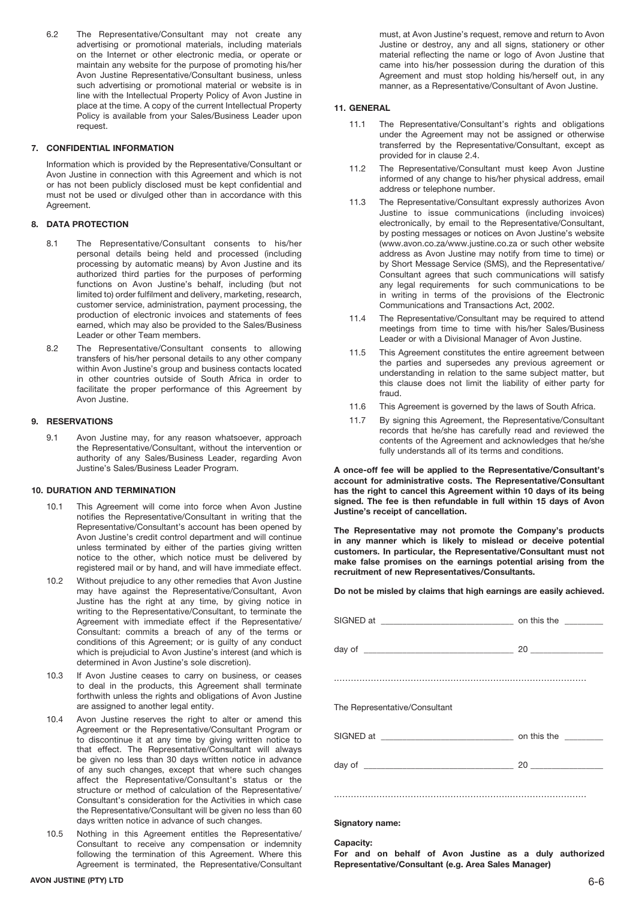6.2 The Representative/Consultant may not create any advertising or promotional materials, including materials on the Internet or other electronic media, or operate or maintain any website for the purpose of promoting his/her Avon Justine Representative/Consultant business, unless such advertising or promotional material or website is in line with the Intellectual Property Policy of Avon Justine in place at the time. A copy of the current Intellectual Property Policy is available from your Sales/Business Leader upon request.

## 7. CONFIDENTIAL INFORMATION

Information which is provided by the Representative/Consultant or Avon Justine in connection with this Agreement and which is not or has not been publicly disclosed must be kept confidential and must not be used or divulged other than in accordance with this Agreement.

## 8. DATA PROTECTION

8.1 The Representative/Consultant consents to his/her personal details being held and processed (including processing by automatic means) by Avon Justine and its authorized third parties for the purposes of performing functions on Avon Justine's behalf, including (but not limited to) order fulfilment and delivery, marketing, research, customer service, administration, payment processing, the production of electronic invoices and statements of fees earned, which may also be provided to the Sales/Business Leader or other Team members.

8.2 The Representative/Consultant consents to allowing transfers of his/her personal details to any other company within Avon Justine's group and business contacts located in other countries outside of South Africa in order to facilitate the proper performance of this Agreement by Avon Justine.

## 9. RESERVATIONS

9.1 Avon Justine may, for any reason whatsoever, approach the Representative/Consultant, without the intervention or authority of any Sales/Business Leader, regarding Avon Justine's Sales/Business Leader Program.

## 10. DURATION AND TERMINATION

10.1 This Agreement will come into force when Avon Justine notifies the Representative/Consultant in writing that the Representative/Consultant's account has been opened by Avon Justine's credit control department and will continue unless terminated by either of the parties giving written notice to the other, which notice must be delivered by registered mail or by hand, and will have immediate effect.

10.2 Without prejudice to any other remedies that Avon Justine may have against the Representative/Consultant, Avon Justine has the right at any time, by giving notice in writing to the Representative/Consultant, to terminate the Agreement with immediate effect if the Representative/Consultant: commits a breach of any of the terms or conditions of this Agreement; or is guilty of any conduct which is prejudicial to Avon Justine's interest (and which is determined in Avon Justine's sole discretion).

10.3 If Avon Justine ceases to carry on business, or ceases to deal in the products, this Agreement shall terminate forthwith unless the rights and obligations of Avon Justine are assigned to another legal entity.

10.4 Avon Justine reserves the right to alter or amend this Agreement or the Representative/Consultant Program or to discontinue it at any time by giving written notice to that effect. The Representative/Consultant will always be given no less than 30 days written notice in advance of any such changes, except that where such changes affect the Representative/Consultant's status or the structure or method of calculation of the Representative/Consultant's consideration for the Activities in which case the Representative/Consultant will be given no less than 60 days written notice in advance of such changes.

10.5 Nothing in this Agreement entitles the Representative/Consultant to receive any compensation or indemnity following the termination of this Agreement. Where this Agreement is terminated, the Representative/Consultant must, at Avon Justine's request, remove and return to Avon Justine or destroy, any and all signs, stationery or other material reflecting the name or logo of Avon Justine that came into his/her possession during the duration of this Agreement and must stop holding his/herself out, in any manner, as a Representative/Consultant of Avon Justine.

## 11. GENERAL

11.1 The Representative/Consultant's rights and obligations under the Agreement may not be assigned or otherwise transferred by the Representative/Consultant, except as provided for in clause 2.4.

11.2 The Representative/Consultant must keep Avon Justine informed of any change to his/her physical address, email address or telephone number.

11.3 The Representative/Consultant expressly authorizes Avon Justine to issue communications (including invoices) electronically, by email to the Representative/Consultant, by posting messages or notices on Avon Justine's website (www.avon.co.za/www.justine.co.za or such other website address as Avon Justine may notify from time to time) or by Short Message Service (SMS), and the Representative/Consultant agrees that such communications will satisfy any legal requirements for such communications to be in writing in terms of the provisions of the Electronic Communications and Transactions Act, 2002.

11.4 The Representative/Consultant may be required to attend meetings from time to time with his/her Sales/Business Leader or with a Divisional Manager of Avon Justine.

11.5 This Agreement constitutes the entire agreement between the parties and supersedes any previous agreement or understanding in relation to the same subject matter, but this clause does not limit the liability of either party for fraud.

11.6 This Agreement is governed by the laws of South Africa.

11.7 By signing this Agreement, the Representative/Consultant records that he/she has carefully read and reviewed the contents of the Agreement and acknowledges that he/she fully understands all of its terms and conditions.

**A once-off fee will be applied to the Representative/Consultant's account for administrative costs. The Representative/Consultant has the right to cancel this Agreement within 10 days of its being signed. The fee is then refundable in full within 15 days of Avon Justine's receipt of cancellation.**

**The Representative may not promote the Company's products in any manner which is likely to mislead or deceive potential customers. In particular, the Representative/Consultant must not make false promises on the earnings potential arising from the recruitment of new Representatives/Consultants.**

**Do not be misled by claims that high earnings are easily achieved.**

SIGNED at ____________________________ on this the ________

day of ________________________________ 20 _______________

..........................................................................................

The Representative/Consultant

SIGNED at ____________________________ on this the ________

day of ________________________________ 20 _______________

..........................................................................................

**Signatory name:**

**Capacity:**
**For and on behalf of Avon Justine as a duly authorized Representative/Consultant (e.g. Area Sales Manager)**